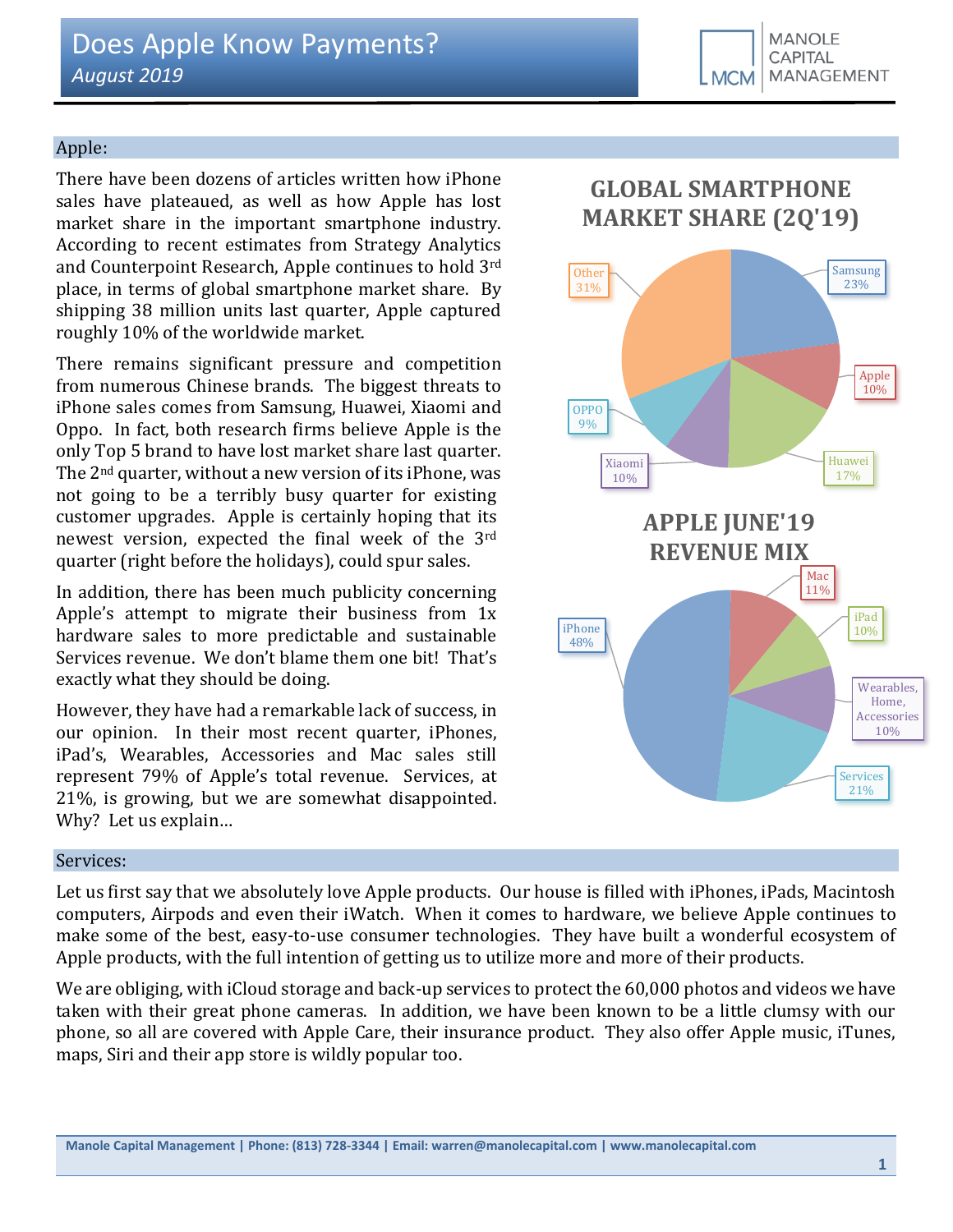# Does Apple Know Payments?

*August 2019*

## Apple:

There have been dozens of articles written how iPhone sales have plateaued, as well as how Apple has lost market share in the important smartphone industry. According to recent estimates from Strategy Analytics and Counterpoint Research, Apple continues to hold 3rd place, in terms of global smartphone market share. By shipping 38 million units last quarter, Apple captured roughly 10% of the worldwide market.

There remains significant pressure and competition from numerous Chinese brands. The biggest threats to iPhone sales comes from Samsung, Huawei, Xiaomi and Oppo. In fact, both research firms believe Apple is the only Top 5 brand to have lost market share last quarter. The 2nd quarter, without a new version of its iPhone, was not going to be a terribly busy quarter for existing customer upgrades. Apple is certainly hoping that its newest version, expected the final week of the 3rd quarter (right before the holidays), could spur sales.

In addition, there has been much publicity concerning Apple's attempt to migrate their business from 1x hardware sales to more predictable and sustainable Services revenue. We don't blame them one bit! That's exactly what they should be doing.

However, they have had a remarkable lack of success, in our opinion. In their most recent quarter, iPhones, iPad's, Wearables, Accessories and Mac sales still represent 79% of Apple's total revenue. Services, at 21%, is growing, but we are somewhat disappointed. Why? Let us explain…

**GLOBAL SMARTPHONE MARKET SHARE (2Q'19)**

| Brand | Share |
|---|---|
| Samsung | 23% |
| Apple | 10% |
| Huawei | 17% |
| Xiaomi | 10% |
| OPPO | 9% |
| Other | 31% |

**APPLE JUNE'19 REVENUE MIX**

| Segment | Share |
|---|---|
| Mac | 11% |
| iPad | 10% |
| Wearables, Home, Accessories | 10% |
| Services | 21% |
| iPhone | 48% |

## Services:

Let us first say that we absolutely love Apple products. Our house is filled with iPhones, iPads, Macintosh computers, Airpods and even their iWatch. When it comes to hardware, we believe Apple continues to make some of the best, easy-to-use consumer technologies. They have built a wonderful ecosystem of Apple products, with the full intention of getting us to utilize more and more of their products.

We are obliging, with iCloud storage and back-up services to protect the 60,000 photos and videos we have taken with their great phone cameras. In addition, we have been known to be a little clumsy with our phone, so all are covered with Apple Care, their insurance product. They also offer Apple music, iTunes, maps, Siri and their app store is wildly popular too.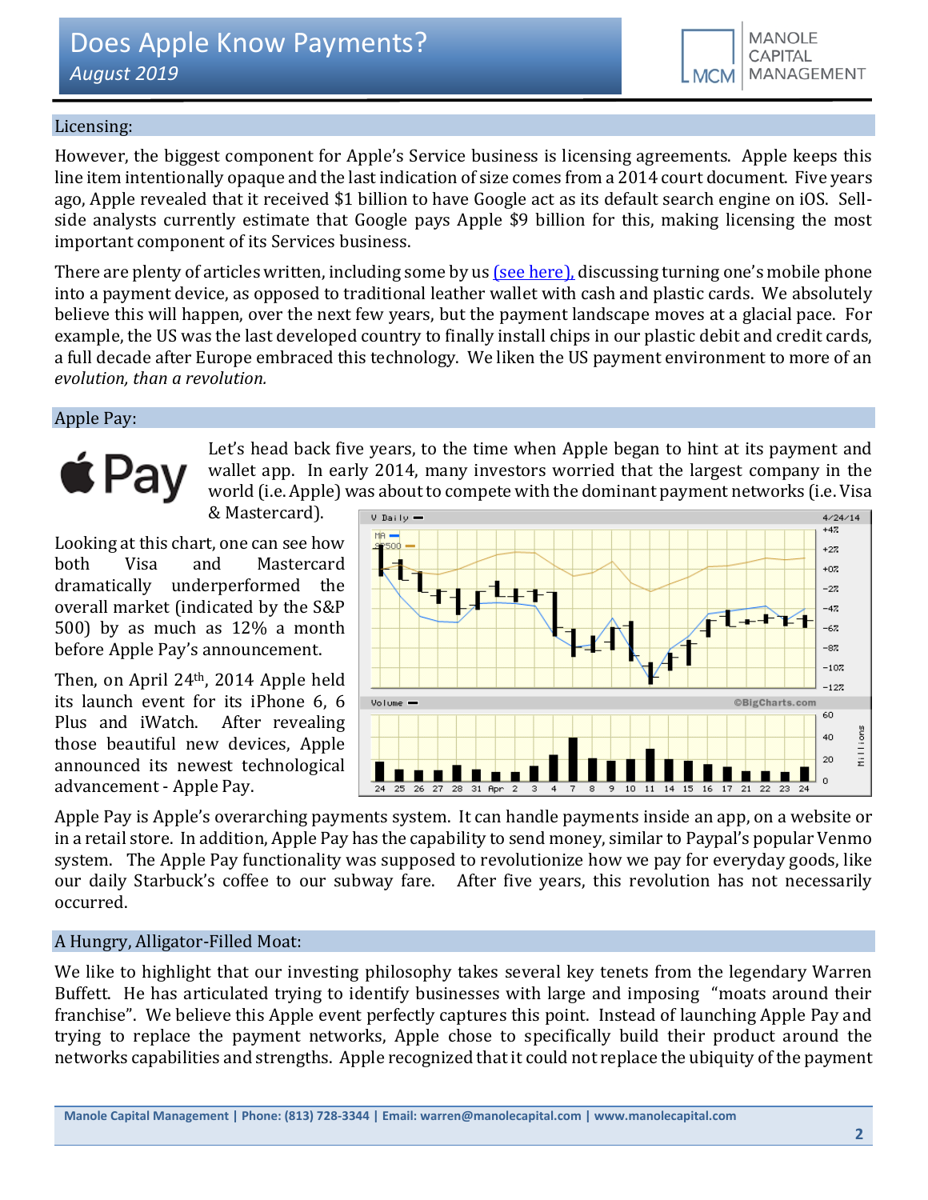## Licensing:

However, the biggest component for Apple's Service business is licensing agreements. Apple keeps this line item intentionally opaque and the last indication of size comes from a 2014 court document. Five years ago, Apple revealed that it received $1 billion to have Google act as its default search engine on iOS. Sell-side analysts currently estimate that Google pays Apple $9 billion for this, making licensing the most important component of its Services business.

There are plenty of articles written, including some by us (see here), discussing turning one's mobile phone into a payment device, as opposed to traditional leather wallet with cash and plastic cards. We absolutely believe this will happen, over the next few years, but the payment landscape moves at a glacial pace. For example, the US was the last developed country to finally install chips in our plastic debit and credit cards, a full decade after Europe embraced this technology. We liken the US payment environment to more of an *evolution, than a revolution.*

## Apple Pay:

Let's head back five years, to the time when Apple began to hint at its payment and wallet app. In early 2014, many investors worried that the largest company in the world (i.e. Apple) was about to compete with the dominant payment networks (i.e. Visa & Mastercard).

Looking at this chart, one can see how both Visa and Mastercard dramatically underperformed the overall market (indicated by the S&P 500) by as much as 12% a month before Apple Pay's announcement.

Then, on April 24th, 2014 Apple held its launch event for its iPhone 6, 6 Plus and iWatch. After revealing those beautiful new devices, Apple announced its newest technological advancement - Apple Pay.

Apple Pay is Apple's overarching payments system. It can handle payments inside an app, on a website or in a retail store. In addition, Apple Pay has the capability to send money, similar to Paypal's popular Venmo system. The Apple Pay functionality was supposed to revolutionize how we pay for everyday goods, like our daily Starbuck's coffee to our subway fare. After five years, this revolution has not necessarily occurred.

## A Hungry, Alligator-Filled Moat:

We like to highlight that our investing philosophy takes several key tenets from the legendary Warren Buffett. He has articulated trying to identify businesses with large and imposing "moats around their franchise". We believe this Apple event perfectly captures this point. Instead of launching Apple Pay and trying to replace the payment networks, Apple chose to specifically build their product around the networks capabilities and strengths. Apple recognized that it could not replace the ubiquity of the payment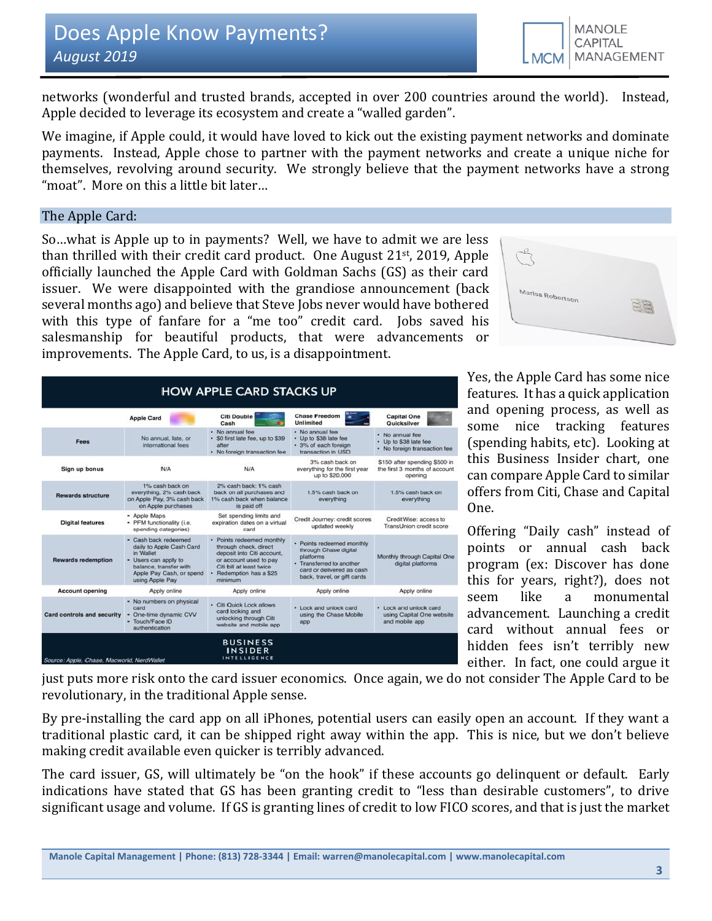networks (wonderful and trusted brands, accepted in over 200 countries around the world). Instead, Apple decided to leverage its ecosystem and create a "walled garden".

We imagine, if Apple could, it would have loved to kick out the existing payment networks and dominate payments. Instead, Apple chose to partner with the payment networks and create a unique niche for themselves, revolving around security. We strongly believe that the payment networks have a strong "moat". More on this a little bit later…

## The Apple Card:

So…what is Apple up to in payments? Well, we have to admit we are less than thrilled with their credit card product. One August 21st, 2019, Apple officially launched the Apple Card with Goldman Sachs (GS) as their card issuer. We were disappointed with the grandiose announcement (back several months ago) and believe that Steve Jobs never would have bothered with this type of fanfare for a "me too" credit card. Jobs saved his salesmanship for beautiful products, that were advancements or improvements. The Apple Card, to us, is a disappointment.

**HOW APPLE CARD STACKS UP**

| | Apple Card | Citi Double Cash | Chase Freedom Unlimited | Capital One Quicksilver |
|---|---|---|---|---|
| **Fees** | No annual, late, or international fees | • No annual fee • $0 first late fee, up to $39 after • No foreign transaction fee | • No annual fee • Up to $38 late fee • 3% of each foreign transaction in USD | • No annual fee • Up to $38 late fee • No foreign transaction fee |
| **Sign up bonus** | N/A | N/A | 3% cash back on everything for the first year up to $20,000 | $150 after spending $500 in the first 3 months of account opening |
| **Rewards structure** | 1% cash back on everything, 2% cash back on Apple Pay, 3% cash back on Apple purchases | 2% cash back: 1% cash back on all purchases and 1% cash back when balance is paid off | 1.5% cash back on everything | 1.5% cash back on everything |
| **Digital features** | • Apple Maps • PFM functionality (i.e. spending categories) | Set spending limits and expiration dates on a virtual card | Credit Journey: credit scores updated weekly | CreditWise: access to TransUnion credit score |
| **Rewards redemption** | • Cash back redeemed daily to Apple Cash Card in Wallet • Users can apply to balance, transfer with Apple Pay Cash, or spend using Apple Pay | • Points redeemed monthly through check, direct deposit into Citi account, or account used to pay Citi bill at least twice • Redemption has a $25 minimum | • Points redeemed monthly through Chase digital platforms • Transferred to another card or delivered as cash back, travel, or gift cards | Monthly through Capital One digital platforms |
| **Account opening** | Apply online | Apply online | Apply online | Apply online |
| **Card controls and security** | • No numbers on physical card • One-time dynamic CVV • Touch/Face ID authentication | • Citi Quick Lock allows card locking and unlocking through Citi website and mobile app | • Lock and unlock card using the Chase Mobile app | • Lock and unlock card using Capital One website and mobile app |

Source: Apple, Chase, Macworld, NerdWallet — BUSINESS INSIDER INTELLIGENCE

Yes, the Apple Card has some nice features. It has a quick application and opening process, as well as some nice tracking features (spending habits, etc). Looking at this Business Insider chart, one can compare Apple Card to similar offers from Citi, Chase and Capital One.

Offering "Daily cash" instead of points or annual cash back program (ex: Discover has done this for years, right?), does not seem like a monumental advancement. Launching a credit card without annual fees or hidden fees isn't terribly new either. In fact, one could argue it just puts more risk onto the card issuer economics. Once again, we do not consider The Apple Card to be revolutionary, in the traditional Apple sense.

By pre-installing the card app on all iPhones, potential users can easily open an account. If they want a traditional plastic card, it can be shipped right away within the app. This is nice, but we don't believe making credit available even quicker is terribly advanced.

The card issuer, GS, will ultimately be "on the hook" if these accounts go delinquent or default. Early indications have stated that GS has been granting credit to "less than desirable customers", to drive significant usage and volume. If GS is granting lines of credit to low FICO scores, and that is just the market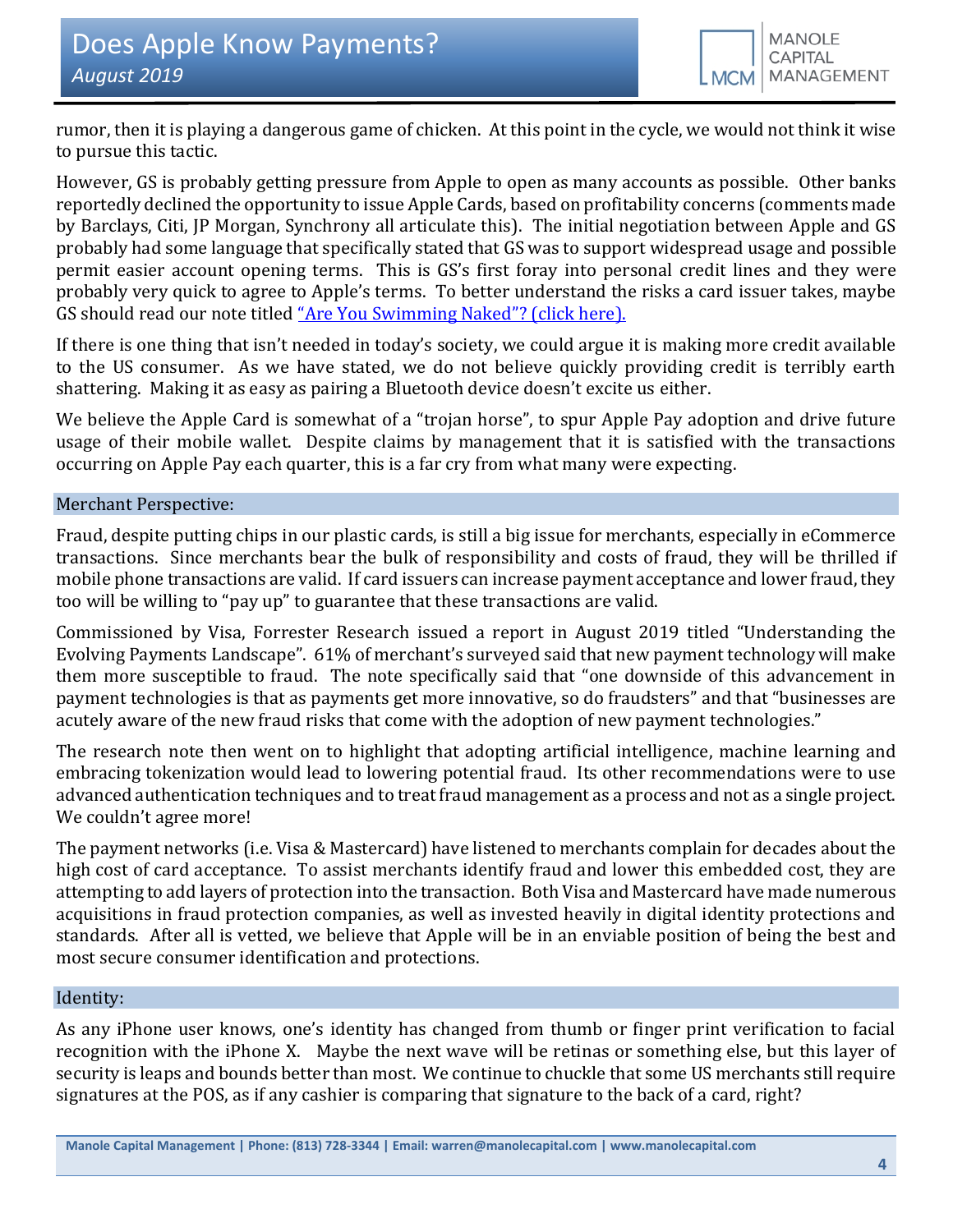rumor, then it is playing a dangerous game of chicken. At this point in the cycle, we would not think it wise to pursue this tactic.

However, GS is probably getting pressure from Apple to open as many accounts as possible. Other banks reportedly declined the opportunity to issue Apple Cards, based on profitability concerns (comments made by Barclays, Citi, JP Morgan, Synchrony all articulate this). The initial negotiation between Apple and GS probably had some language that specifically stated that GS was to support widespread usage and possible permit easier account opening terms. This is GS's first foray into personal credit lines and they were probably very quick to agree to Apple's terms. To better understand the risks a card issuer takes, maybe GS should read our note titled "Are You Swimming Naked"? (click here).

If there is one thing that isn't needed in today's society, we could argue it is making more credit available to the US consumer. As we have stated, we do not believe quickly providing credit is terribly earth shattering. Making it as easy as pairing a Bluetooth device doesn't excite us either.

We believe the Apple Card is somewhat of a "trojan horse", to spur Apple Pay adoption and drive future usage of their mobile wallet. Despite claims by management that it is satisfied with the transactions occurring on Apple Pay each quarter, this is a far cry from what many were expecting.

## Merchant Perspective:

Fraud, despite putting chips in our plastic cards, is still a big issue for merchants, especially in eCommerce transactions. Since merchants bear the bulk of responsibility and costs of fraud, they will be thrilled if mobile phone transactions are valid. If card issuers can increase payment acceptance and lower fraud, they too will be willing to "pay up" to guarantee that these transactions are valid.

Commissioned by Visa, Forrester Research issued a report in August 2019 titled "Understanding the Evolving Payments Landscape". 61% of merchant's surveyed said that new payment technology will make them more susceptible to fraud. The note specifically said that "one downside of this advancement in payment technologies is that as payments get more innovative, so do fraudsters" and that "businesses are acutely aware of the new fraud risks that come with the adoption of new payment technologies."

The research note then went on to highlight that adopting artificial intelligence, machine learning and embracing tokenization would lead to lowering potential fraud. Its other recommendations were to use advanced authentication techniques and to treat fraud management as a process and not as a single project. We couldn't agree more!

The payment networks (i.e. Visa & Mastercard) have listened to merchants complain for decades about the high cost of card acceptance. To assist merchants identify fraud and lower this embedded cost, they are attempting to add layers of protection into the transaction. Both Visa and Mastercard have made numerous acquisitions in fraud protection companies, as well as invested heavily in digital identity protections and standards. After all is vetted, we believe that Apple will be in an enviable position of being the best and most secure consumer identification and protections.

## Identity:

As any iPhone user knows, one's identity has changed from thumb or finger print verification to facial recognition with the iPhone X. Maybe the next wave will be retinas or something else, but this layer of security is leaps and bounds better than most. We continue to chuckle that some US merchants still require signatures at the POS, as if any cashier is comparing that signature to the back of a card, right?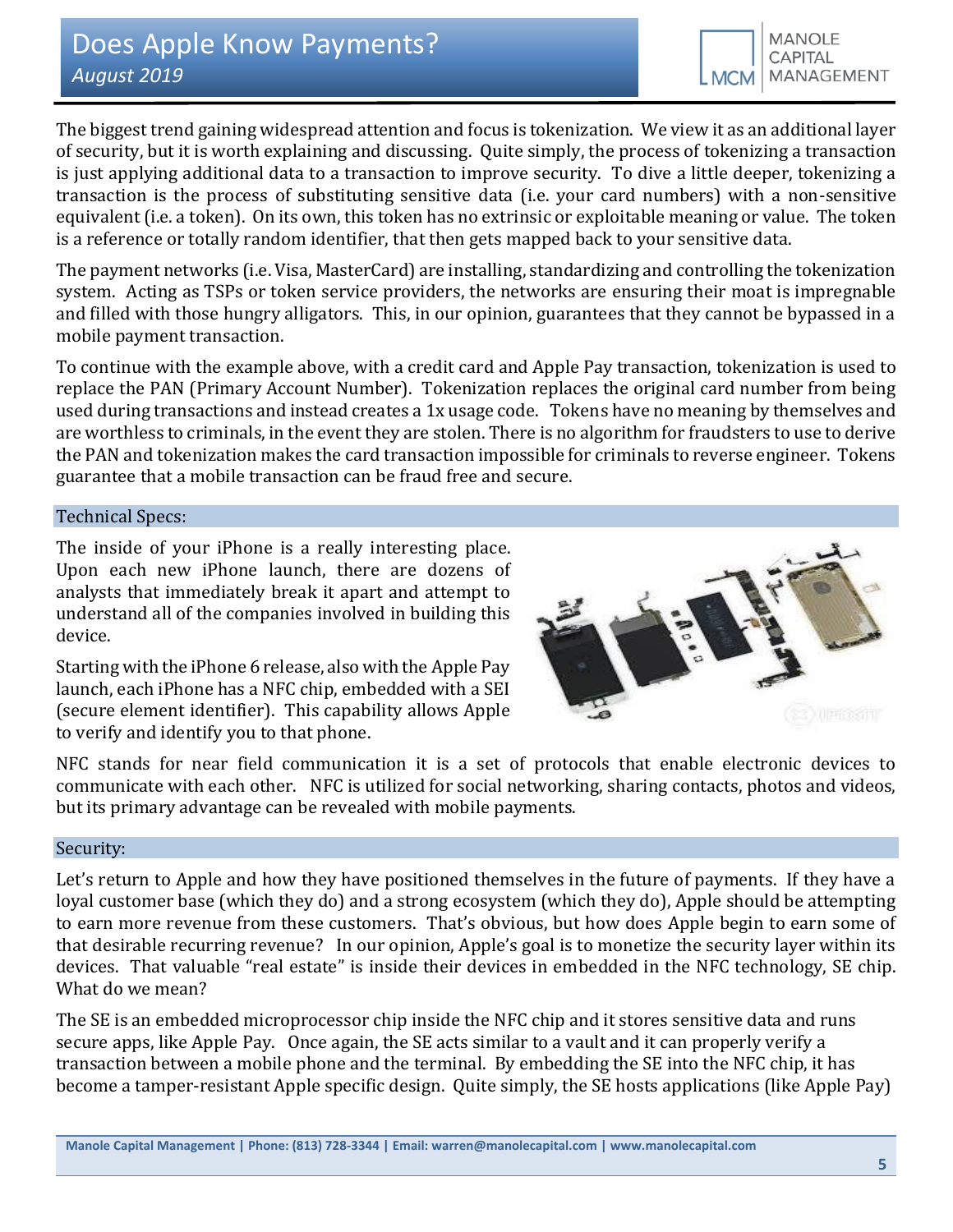The biggest trend gaining widespread attention and focus is tokenization. We view it as an additional layer of security, but it is worth explaining and discussing. Quite simply, the process of tokenizing a transaction is just applying additional data to a transaction to improve security. To dive a little deeper, tokenizing a transaction is the process of substituting sensitive data (i.e. your card numbers) with a non-sensitive equivalent (i.e. a token). On its own, this token has no extrinsic or exploitable meaning or value. The token is a reference or totally random identifier, that then gets mapped back to your sensitive data.

The payment networks (i.e. Visa, MasterCard) are installing, standardizing and controlling the tokenization system. Acting as TSPs or token service providers, the networks are ensuring their moat is impregnable and filled with those hungry alligators. This, in our opinion, guarantees that they cannot be bypassed in a mobile payment transaction.

To continue with the example above, with a credit card and Apple Pay transaction, tokenization is used to replace the PAN (Primary Account Number). Tokenization replaces the original card number from being used during transactions and instead creates a 1x usage code. Tokens have no meaning by themselves and are worthless to criminals, in the event they are stolen. There is no algorithm for fraudsters to use to derive the PAN and tokenization makes the card transaction impossible for criminals to reverse engineer. Tokens guarantee that a mobile transaction can be fraud free and secure.

## Technical Specs:

The inside of your iPhone is a really interesting place. Upon each new iPhone launch, there are dozens of analysts that immediately break it apart and attempt to understand all of the companies involved in building this device.

Starting with the iPhone 6 release, also with the Apple Pay launch, each iPhone has a NFC chip, embedded with a SEI (secure element identifier). This capability allows Apple to verify and identify you to that phone.

NFC stands for near field communication it is a set of protocols that enable electronic devices to communicate with each other. NFC is utilized for social networking, sharing contacts, photos and videos, but its primary advantage can be revealed with mobile payments.

## Security:

Let's return to Apple and how they have positioned themselves in the future of payments. If they have a loyal customer base (which they do) and a strong ecosystem (which they do), Apple should be attempting to earn more revenue from these customers. That's obvious, but how does Apple begin to earn some of that desirable recurring revenue? In our opinion, Apple's goal is to monetize the security layer within its devices. That valuable "real estate" is inside their devices in embedded in the NFC technology, SE chip. What do we mean?

The SE is an embedded microprocessor chip inside the NFC chip and it stores sensitive data and runs secure apps, like Apple Pay. Once again, the SE acts similar to a vault and it can properly verify a transaction between a mobile phone and the terminal. By embedding the SE into the NFC chip, it has become a tamper-resistant Apple specific design. Quite simply, the SE hosts applications (like Apple Pay)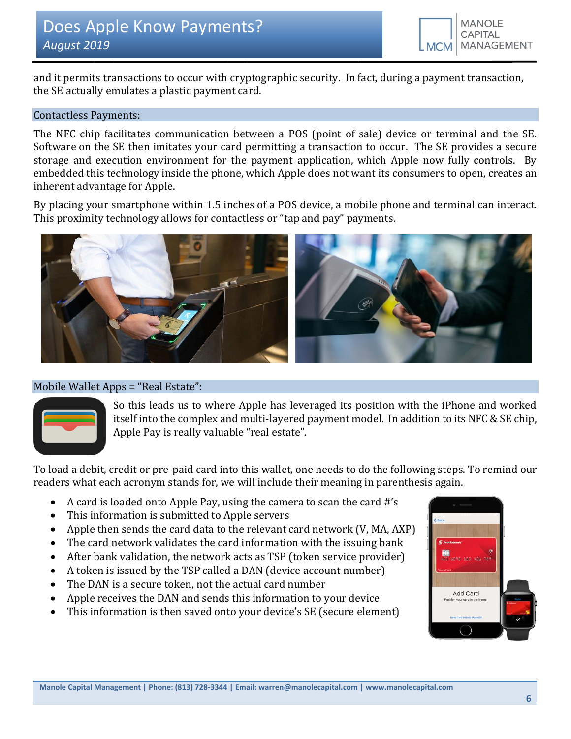and it permits transactions to occur with cryptographic security. In fact, during a payment transaction, the SE actually emulates a plastic payment card.

## Contactless Payments:

The NFC chip facilitates communication between a POS (point of sale) device or terminal and the SE. Software on the SE then imitates your card permitting a transaction to occur. The SE provides a secure storage and execution environment for the payment application, which Apple now fully controls. By embedded this technology inside the phone, which Apple does not want its consumers to open, creates an inherent advantage for Apple.

By placing your smartphone within 1.5 inches of a POS device, a mobile phone and terminal can interact. This proximity technology allows for contactless or "tap and pay" payments.

## Mobile Wallet Apps = "Real Estate":

So this leads us to where Apple has leveraged its position with the iPhone and worked itself into the complex and multi-layered payment model. In addition to its NFC & SE chip, Apple Pay is really valuable "real estate".

To load a debit, credit or pre-paid card into this wallet, one needs to do the following steps. To remind our readers what each acronym stands for, we will include their meaning in parenthesis again.

- A card is loaded onto Apple Pay, using the camera to scan the card #'s
- This information is submitted to Apple servers
- Apple then sends the card data to the relevant card network (V, MA, AXP)
- The card network validates the card information with the issuing bank
- After bank validation, the network acts as TSP (token service provider)
- A token is issued by the TSP called a DAN (device account number)
- The DAN is a secure token, not the actual card number
- Apple receives the DAN and sends this information to your device
- This information is then saved onto your device's SE (secure element)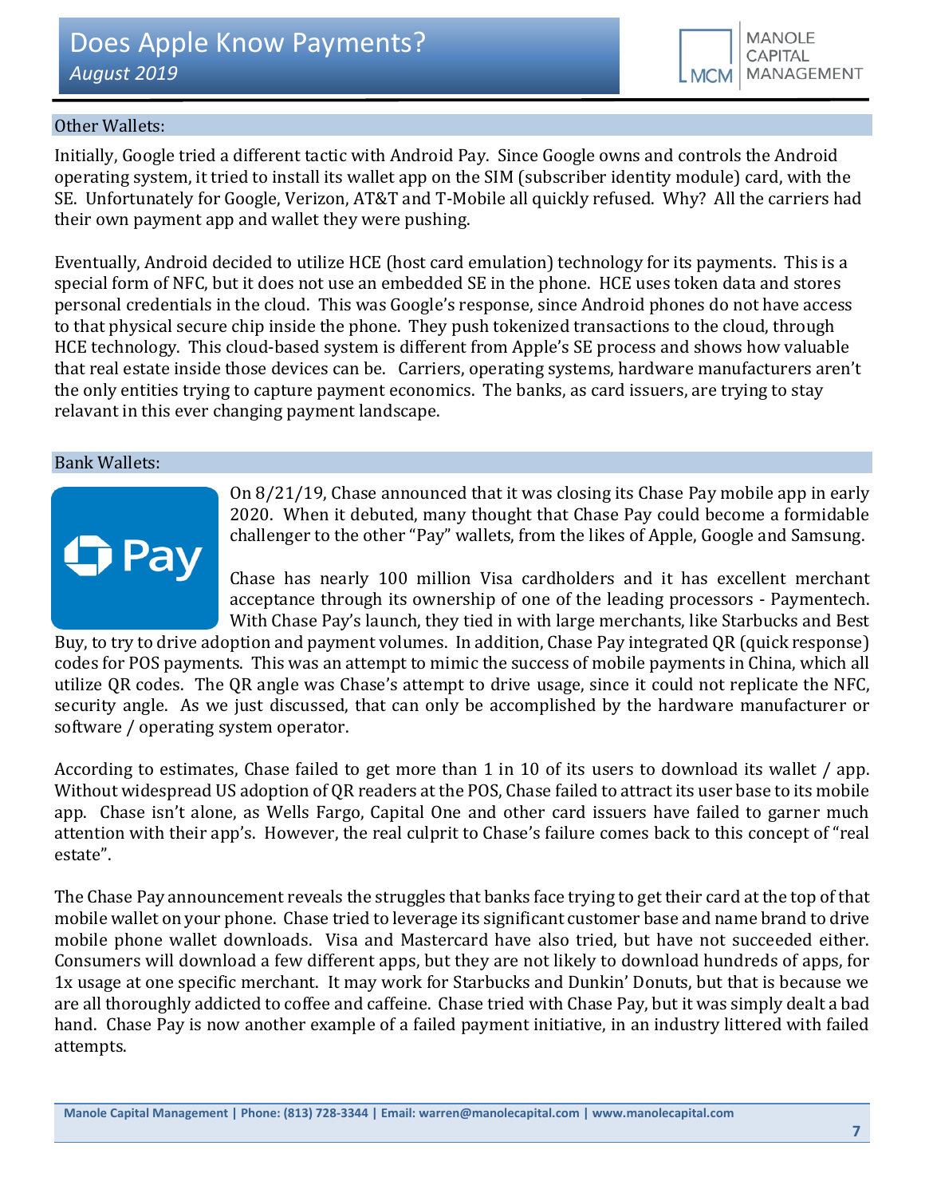## Other Wallets:

Initially, Google tried a different tactic with Android Pay. Since Google owns and controls the Android operating system, it tried to install its wallet app on the SIM (subscriber identity module) card, with the SE. Unfortunately for Google, Verizon, AT&T and T-Mobile all quickly refused. Why? All the carriers had their own payment app and wallet they were pushing.

Eventually, Android decided to utilize HCE (host card emulation) technology for its payments. This is a special form of NFC, but it does not use an embedded SE in the phone. HCE uses token data and stores personal credentials in the cloud. This was Google's response, since Android phones do not have access to that physical secure chip inside the phone. They push tokenized transactions to the cloud, through HCE technology. This cloud-based system is different from Apple's SE process and shows how valuable that real estate inside those devices can be. Carriers, operating systems, hardware manufacturers aren't the only entities trying to capture payment economics. The banks, as card issuers, are trying to stay relavant in this ever changing payment landscape.

## Bank Wallets:

On 8/21/19, Chase announced that it was closing its Chase Pay mobile app in early 2020. When it debuted, many thought that Chase Pay could become a formidable challenger to the other "Pay" wallets, from the likes of Apple, Google and Samsung.

Chase has nearly 100 million Visa cardholders and it has excellent merchant acceptance through its ownership of one of the leading processors - Paymentech. With Chase Pay's launch, they tied in with large merchants, like Starbucks and Best Buy, to try to drive adoption and payment volumes. In addition, Chase Pay integrated QR (quick response) codes for POS payments. This was an attempt to mimic the success of mobile payments in China, which all utilize QR codes. The QR angle was Chase's attempt to drive usage, since it could not replicate the NFC, security angle. As we just discussed, that can only be accomplished by the hardware manufacturer or software / operating system operator.

According to estimates, Chase failed to get more than 1 in 10 of its users to download its wallet / app. Without widespread US adoption of QR readers at the POS, Chase failed to attract its user base to its mobile app. Chase isn't alone, as Wells Fargo, Capital One and other card issuers have failed to garner much attention with their app's. However, the real culprit to Chase's failure comes back to this concept of "real estate".

The Chase Pay announcement reveals the struggles that banks face trying to get their card at the top of that mobile wallet on your phone. Chase tried to leverage its significant customer base and name brand to drive mobile phone wallet downloads. Visa and Mastercard have also tried, but have not succeeded either. Consumers will download a few different apps, but they are not likely to download hundreds of apps, for 1x usage at one specific merchant. It may work for Starbucks and Dunkin' Donuts, but that is because we are all thoroughly addicted to coffee and caffeine. Chase tried with Chase Pay, but it was simply dealt a bad hand. Chase Pay is now another example of a failed payment initiative, in an industry littered with failed attempts.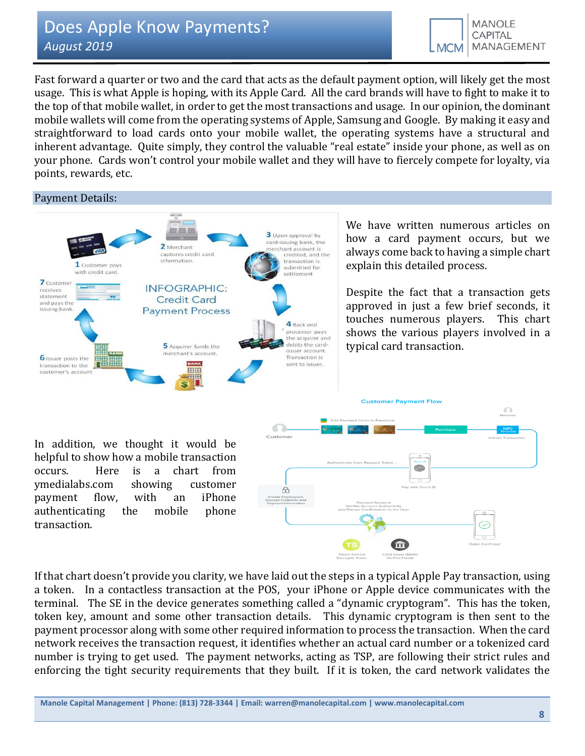Fast forward a quarter or two and the card that acts as the default payment option, will likely get the most usage. This is what Apple is hoping, with its Apple Card. All the card brands will have to fight to make it to the top of that mobile wallet, in order to get the most transactions and usage. In our opinion, the dominant mobile wallets will come from the operating systems of Apple, Samsung and Google. By making it easy and straightforward to load cards onto your mobile wallet, the operating systems have a structural and inherent advantage. Quite simply, they control the valuable "real estate" inside your phone, as well as on your phone. Cards won't control your mobile wallet and they will have to fiercely compete for loyalty, via points, rewards, etc.

## Payment Details:

We have written numerous articles on how a card payment occurs, but we always come back to having a simple chart explain this detailed process.

Despite the fact that a transaction gets approved in just a few brief seconds, it touches numerous players. This chart shows the various players involved in a typical card transaction.

In addition, we thought it would be helpful to show how a mobile transaction occurs. Here is a chart from ymedialabs.com showing customer payment flow, with an iPhone authenticating the mobile phone transaction.

If that chart doesn't provide you clarity, we have laid out the steps in a typical Apple Pay transaction, using a token. In a contactless transaction at the POS, your iPhone or Apple device communicates with the terminal. The SE in the device generates something called a "dynamic cryptogram". This has the token, token key, amount and some other transaction details. This dynamic cryptogram is then sent to the payment processor along with some other required information to process the transaction. When the card network receives the transaction request, it identifies whether an actual card number or a tokenized card number is trying to get used. The payment networks, acting as TSP, are following their strict rules and enforcing the tight security requirements that they built. If it is token, the card network validates the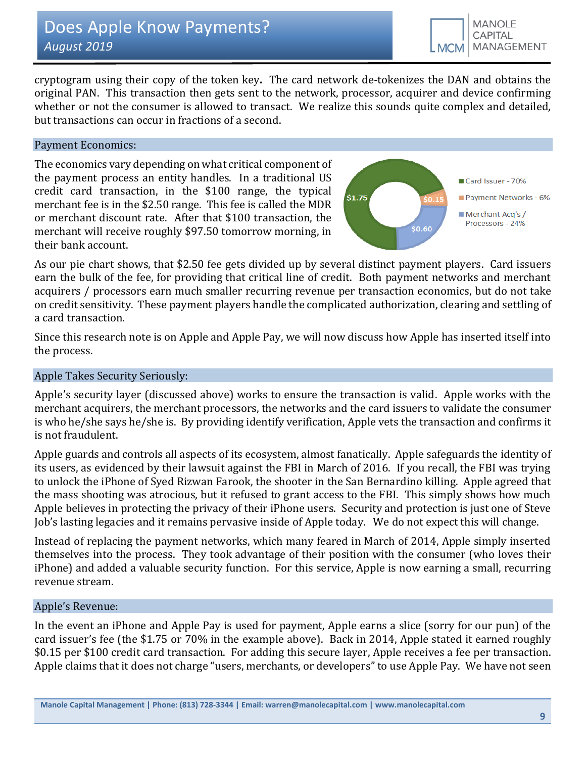cryptogram using their copy of the token key. The card network de-tokenizes the DAN and obtains the original PAN. This transaction then gets sent to the network, processor, acquirer and device confirming whether or not the consumer is allowed to transact. We realize this sounds quite complex and detailed, but transactions can occur in fractions of a second.

## Payment Economics:

The economics vary depending on what critical component of the payment process an entity handles. In a traditional US credit card transaction, in the $100 range, the typical merchant fee is in the $2.50 range. This fee is called the MDR or merchant discount rate. After that $100 transaction, the merchant will receive roughly $97.50 tomorrow morning, in their bank account.

As our pie chart shows, that $2.50 fee gets divided up by several distinct payment players. Card issuers earn the bulk of the fee, for providing that critical line of credit. Both payment networks and merchant acquirers / processors earn much smaller recurring revenue per transaction economics, but do not take on credit sensitivity. These payment players handle the complicated authorization, clearing and settling of a card transaction.

Since this research note is on Apple and Apple Pay, we will now discuss how Apple has inserted itself into the process.

## Apple Takes Security Seriously:

Apple's security layer (discussed above) works to ensure the transaction is valid. Apple works with the merchant acquirers, the merchant processors, the networks and the card issuers to validate the consumer is who he/she says he/she is. By providing identify verification, Apple vets the transaction and confirms it is not fraudulent.

Apple guards and controls all aspects of its ecosystem, almost fanatically. Apple safeguards the identity of its users, as evidenced by their lawsuit against the FBI in March of 2016. If you recall, the FBI was trying to unlock the iPhone of Syed Rizwan Farook, the shooter in the San Bernardino killing. Apple agreed that the mass shooting was atrocious, but it refused to grant access to the FBI. This simply shows how much Apple believes in protecting the privacy of their iPhone users. Security and protection is just one of Steve Job's lasting legacies and it remains pervasive inside of Apple today. We do not expect this will change.

Instead of replacing the payment networks, which many feared in March of 2014, Apple simply inserted themselves into the process. They took advantage of their position with the consumer (who loves their iPhone) and added a valuable security function. For this service, Apple is now earning a small, recurring revenue stream.

## Apple's Revenue:

In the event an iPhone and Apple Pay is used for payment, Apple earns a slice (sorry for our pun) of the card issuer's fee (the $1.75 or 70% in the example above). Back in 2014, Apple stated it earned roughly $0.15 per $100 credit card transaction. For adding this secure layer, Apple receives a fee per transaction. Apple claims that it does not charge "users, merchants, or developers" to use Apple Pay. We have not seen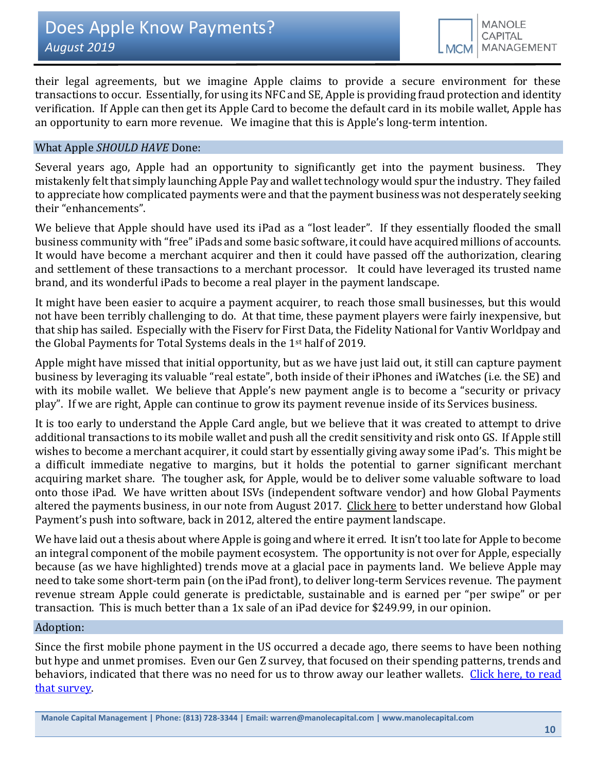their legal agreements, but we imagine Apple claims to provide a secure environment for these transactions to occur. Essentially, for using its NFC and SE, Apple is providing fraud protection and identity verification. If Apple can then get its Apple Card to become the default card in its mobile wallet, Apple has an opportunity to earn more revenue. We imagine that this is Apple's long-term intention.

## What Apple *SHOULD HAVE* Done:

Several years ago, Apple had an opportunity to significantly get into the payment business. They mistakenly felt that simply launching Apple Pay and wallet technology would spur the industry. They failed to appreciate how complicated payments were and that the payment business was not desperately seeking their "enhancements".

We believe that Apple should have used its iPad as a "lost leader". If they essentially flooded the small business community with "free" iPads and some basic software, it could have acquired millions of accounts. It would have become a merchant acquirer and then it could have passed off the authorization, clearing and settlement of these transactions to a merchant processor. It could have leveraged its trusted name brand, and its wonderful iPads to become a real player in the payment landscape.

It might have been easier to acquire a payment acquirer, to reach those small businesses, but this would not have been terribly challenging to do. At that time, these payment players were fairly inexpensive, but that ship has sailed. Especially with the Fiserv for First Data, the Fidelity National for Vantiv Worldpay and the Global Payments for Total Systems deals in the 1st half of 2019.

Apple might have missed that initial opportunity, but as we have just laid out, it still can capture payment business by leveraging its valuable "real estate", both inside of their iPhones and iWatches (i.e. the SE) and with its mobile wallet. We believe that Apple's new payment angle is to become a "security or privacy play". If we are right, Apple can continue to grow its payment revenue inside of its Services business.

It is too early to understand the Apple Card angle, but we believe that it was created to attempt to drive additional transactions to its mobile wallet and push all the credit sensitivity and risk onto GS. If Apple still wishes to become a merchant acquirer, it could start by essentially giving away some iPad's. This might be a difficult immediate negative to margins, but it holds the potential to garner significant merchant acquiring market share. The tougher ask, for Apple, would be to deliver some valuable software to load onto those iPad. We have written about ISVs (independent software vendor) and how Global Payments altered the payments business, in our note from August 2017. Click here to better understand how Global Payment's push into software, back in 2012, altered the entire payment landscape.

We have laid out a thesis about where Apple is going and where it erred. It isn't too late for Apple to become an integral component of the mobile payment ecosystem. The opportunity is not over for Apple, especially because (as we have highlighted) trends move at a glacial pace in payments land. We believe Apple may need to take some short-term pain (on the iPad front), to deliver long-term Services revenue. The payment revenue stream Apple could generate is predictable, sustainable and is earned per "per swipe" or per transaction. This is much better than a 1x sale of an iPad device for $249.99, in our opinion.

## Adoption:

Since the first mobile phone payment in the US occurred a decade ago, there seems to have been nothing but hype and unmet promises. Even our Gen Z survey, that focused on their spending patterns, trends and behaviors, indicated that there was no need for us to throw away our leather wallets. Click here, to read that survey.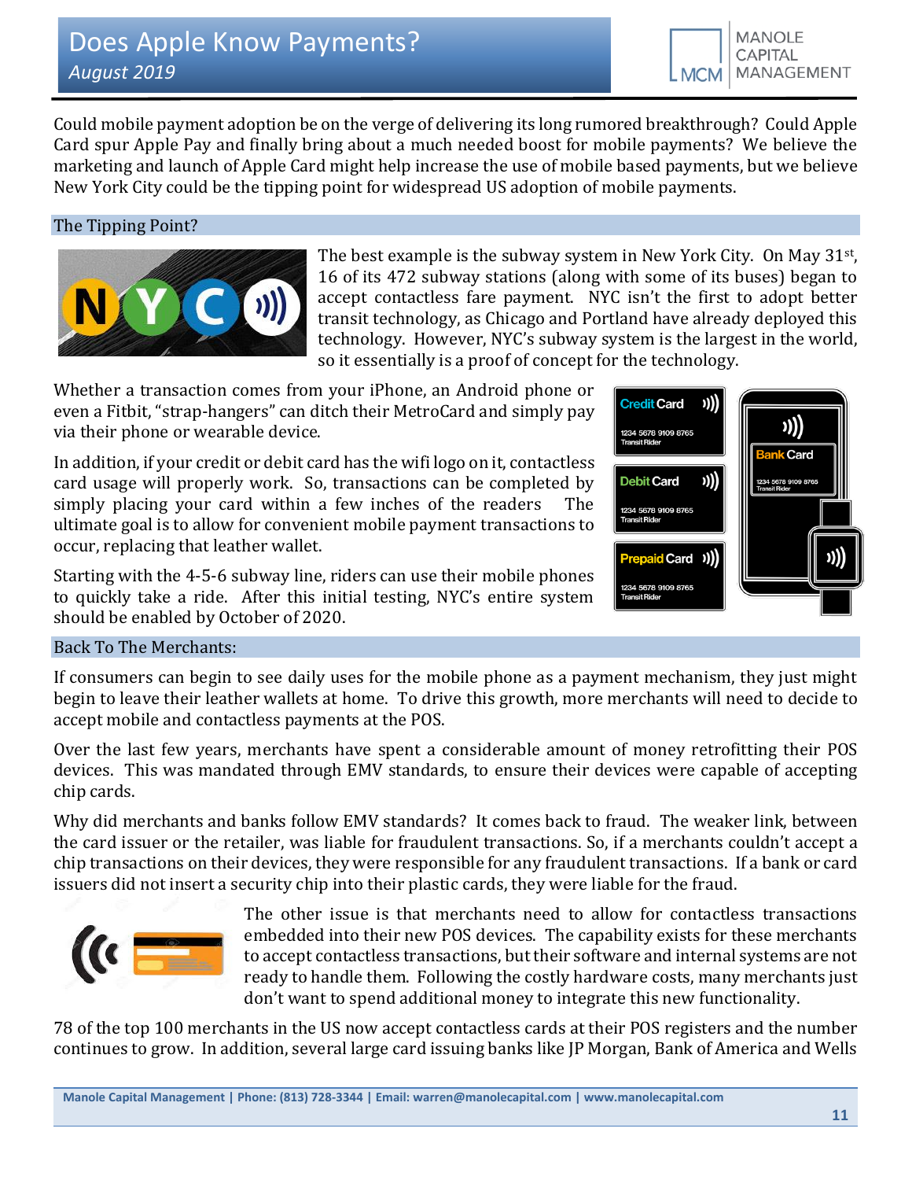# Does Apple Know Payments?

*August 2019*

Could mobile payment adoption be on the verge of delivering its long rumored breakthrough? Could Apple Card spur Apple Pay and finally bring about a much needed boost for mobile payments? We believe the marketing and launch of Apple Card might help increase the use of mobile based payments, but we believe New York City could be the tipping point for widespread US adoption of mobile payments.

## The Tipping Point?

The best example is the subway system in New York City. On May 31st, 16 of its 472 subway stations (along with some of its buses) began to accept contactless fare payment. NYC isn't the first to adopt better transit technology, as Chicago and Portland have already deployed this technology. However, NYC's subway system is the largest in the world, so it essentially is a proof of concept for the technology.

Whether a transaction comes from your iPhone, an Android phone or even a Fitbit, "strap-hangers" can ditch their MetroCard and simply pay via their phone or wearable device.

In addition, if your credit or debit card has the wifi logo on it, contactless card usage will properly work. So, transactions can be completed by simply placing your card within a few inches of the readers The ultimate goal is to allow for convenient mobile payment transactions to occur, replacing that leather wallet.

Starting with the 4-5-6 subway line, riders can use their mobile phones to quickly take a ride. After this initial testing, NYC's entire system should be enabled by October of 2020.

## Back To The Merchants:

If consumers can begin to see daily uses for the mobile phone as a payment mechanism, they just might begin to leave their leather wallets at home. To drive this growth, more merchants will need to decide to accept mobile and contactless payments at the POS.

Over the last few years, merchants have spent a considerable amount of money retrofitting their POS devices. This was mandated through EMV standards, to ensure their devices were capable of accepting chip cards.

Why did merchants and banks follow EMV standards? It comes back to fraud. The weaker link, between the card issuer or the retailer, was liable for fraudulent transactions. So, if a merchants couldn't accept a chip transactions on their devices, they were responsible for any fraudulent transactions. If a bank or card issuers did not insert a security chip into their plastic cards, they were liable for the fraud.

The other issue is that merchants need to allow for contactless transactions embedded into their new POS devices. The capability exists for these merchants to accept contactless transactions, but their software and internal systems are not ready to handle them. Following the costly hardware costs, many merchants just don't want to spend additional money to integrate this new functionality.

78 of the top 100 merchants in the US now accept contactless cards at their POS registers and the number continues to grow. In addition, several large card issuing banks like JP Morgan, Bank of America and Wells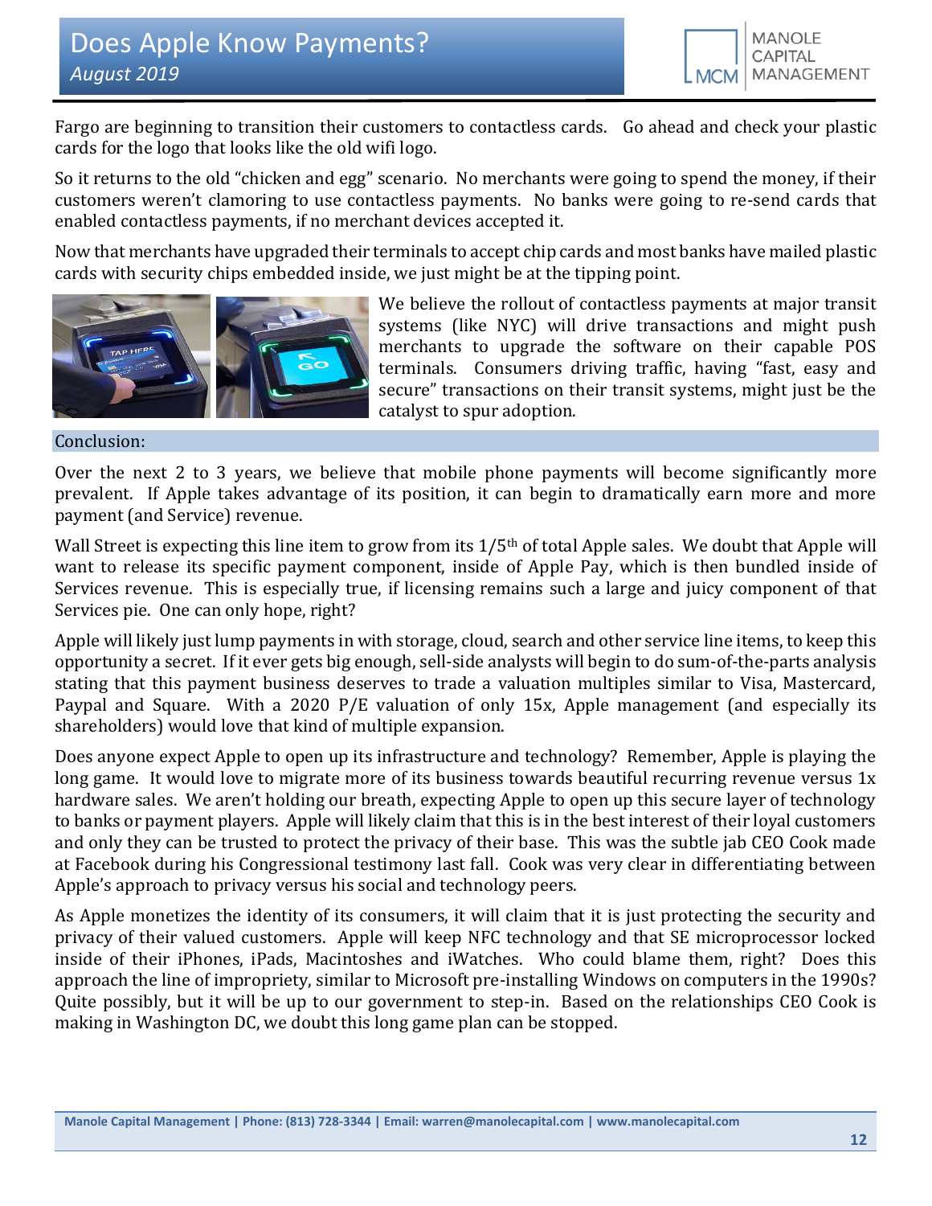Fargo are beginning to transition their customers to contactless cards. Go ahead and check your plastic cards for the logo that looks like the old wifi logo.

So it returns to the old "chicken and egg" scenario. No merchants were going to spend the money, if their customers weren't clamoring to use contactless payments. No banks were going to re-send cards that enabled contactless payments, if no merchant devices accepted it.

Now that merchants have upgraded their terminals to accept chip cards and most banks have mailed plastic cards with security chips embedded inside, we just might be at the tipping point.

We believe the rollout of contactless payments at major transit systems (like NYC) will drive transactions and might push merchants to upgrade the software on their capable POS terminals. Consumers driving traffic, having "fast, easy and secure" transactions on their transit systems, might just be the catalyst to spur adoption.

## Conclusion:

Over the next 2 to 3 years, we believe that mobile phone payments will become significantly more prevalent. If Apple takes advantage of its position, it can begin to dramatically earn more and more payment (and Service) revenue.

Wall Street is expecting this line item to grow from its 1/5th of total Apple sales. We doubt that Apple will want to release its specific payment component, inside of Apple Pay, which is then bundled inside of Services revenue. This is especially true, if licensing remains such a large and juicy component of that Services pie. One can only hope, right?

Apple will likely just lump payments in with storage, cloud, search and other service line items, to keep this opportunity a secret. If it ever gets big enough, sell-side analysts will begin to do sum-of-the-parts analysis stating that this payment business deserves to trade a valuation multiples similar to Visa, Mastercard, Paypal and Square. With a 2020 P/E valuation of only 15x, Apple management (and especially its shareholders) would love that kind of multiple expansion.

Does anyone expect Apple to open up its infrastructure and technology? Remember, Apple is playing the long game. It would love to migrate more of its business towards beautiful recurring revenue versus 1x hardware sales. We aren't holding our breath, expecting Apple to open up this secure layer of technology to banks or payment players. Apple will likely claim that this is in the best interest of their loyal customers and only they can be trusted to protect the privacy of their base. This was the subtle jab CEO Cook made at Facebook during his Congressional testimony last fall. Cook was very clear in differentiating between Apple's approach to privacy versus his social and technology peers.

As Apple monetizes the identity of its consumers, it will claim that it is just protecting the security and privacy of their valued customers. Apple will keep NFC technology and that SE microprocessor locked inside of their iPhones, iPads, Macintoshes and iWatches. Who could blame them, right? Does this approach the line of impropriety, similar to Microsoft pre-installing Windows on computers in the 1990s? Quite possibly, but it will be up to our government to step-in. Based on the relationships CEO Cook is making in Washington DC, we doubt this long game plan can be stopped.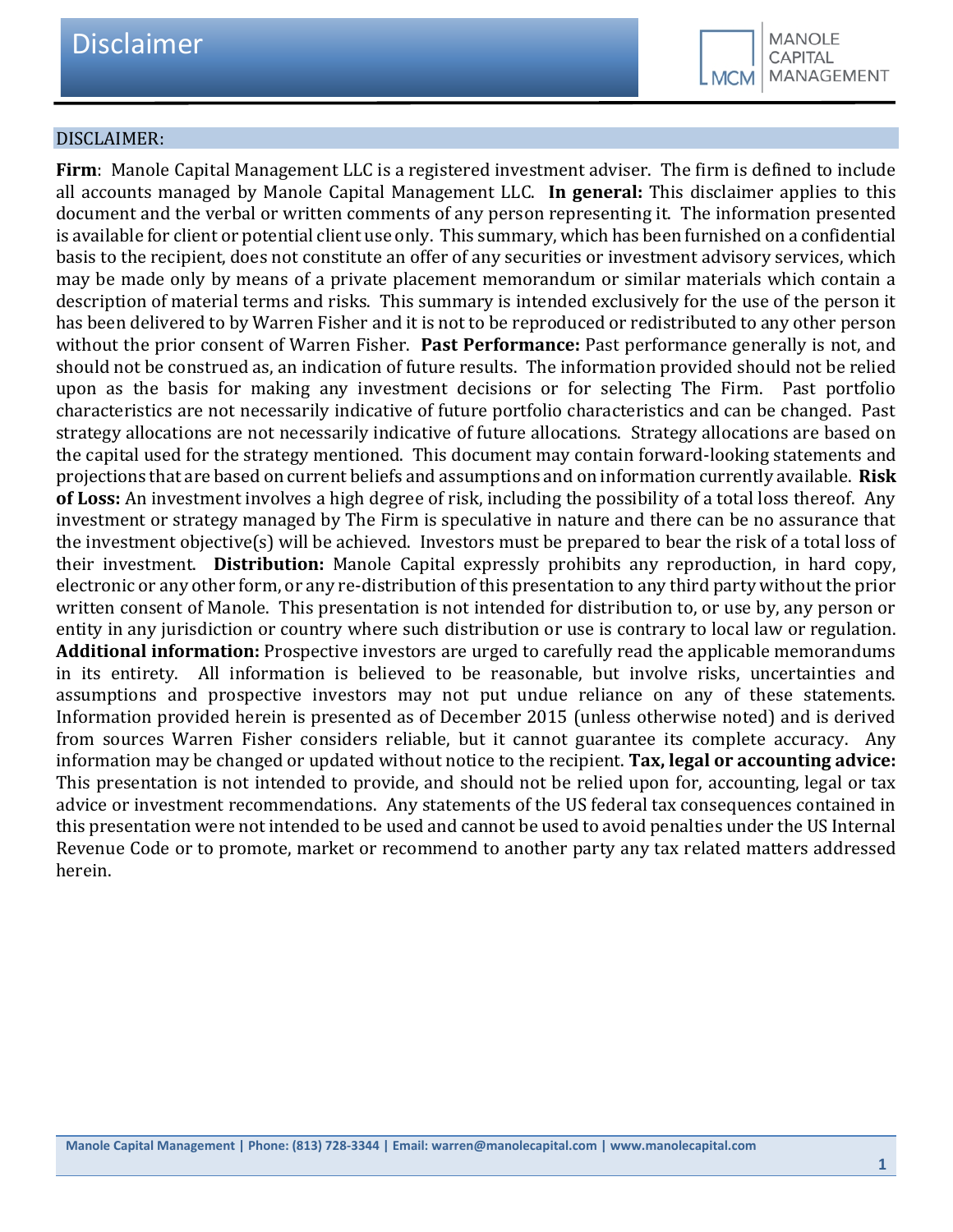# Disclaimer

## DISCLAIMER:

**Firm**: Manole Capital Management LLC is a registered investment adviser. The firm is defined to include all accounts managed by Manole Capital Management LLC. **In general:** This disclaimer applies to this document and the verbal or written comments of any person representing it. The information presented is available for client or potential client use only. This summary, which has been furnished on a confidential basis to the recipient, does not constitute an offer of any securities or investment advisory services, which may be made only by means of a private placement memorandum or similar materials which contain a description of material terms and risks. This summary is intended exclusively for the use of the person it has been delivered to by Warren Fisher and it is not to be reproduced or redistributed to any other person without the prior consent of Warren Fisher. **Past Performance:** Past performance generally is not, and should not be construed as, an indication of future results. The information provided should not be relied upon as the basis for making any investment decisions or for selecting The Firm. Past portfolio characteristics are not necessarily indicative of future portfolio characteristics and can be changed. Past strategy allocations are not necessarily indicative of future allocations. Strategy allocations are based on the capital used for the strategy mentioned. This document may contain forward-looking statements and projections that are based on current beliefs and assumptions and on information currently available. **Risk of Loss:** An investment involves a high degree of risk, including the possibility of a total loss thereof. Any investment or strategy managed by The Firm is speculative in nature and there can be no assurance that the investment objective(s) will be achieved. Investors must be prepared to bear the risk of a total loss of their investment. **Distribution:** Manole Capital expressly prohibits any reproduction, in hard copy, electronic or any other form, or any re-distribution of this presentation to any third party without the prior written consent of Manole. This presentation is not intended for distribution to, or use by, any person or entity in any jurisdiction or country where such distribution or use is contrary to local law or regulation. **Additional information:** Prospective investors are urged to carefully read the applicable memorandums in its entirety. All information is believed to be reasonable, but involve risks, uncertainties and assumptions and prospective investors may not put undue reliance on any of these statements. Information provided herein is presented as of December 2015 (unless otherwise noted) and is derived from sources Warren Fisher considers reliable, but it cannot guarantee its complete accuracy. Any information may be changed or updated without notice to the recipient. **Tax, legal or accounting advice:** This presentation is not intended to provide, and should not be relied upon for, accounting, legal or tax advice or investment recommendations. Any statements of the US federal tax consequences contained in this presentation were not intended to be used and cannot be used to avoid penalties under the US Internal Revenue Code or to promote, market or recommend to another party any tax related matters addressed herein.